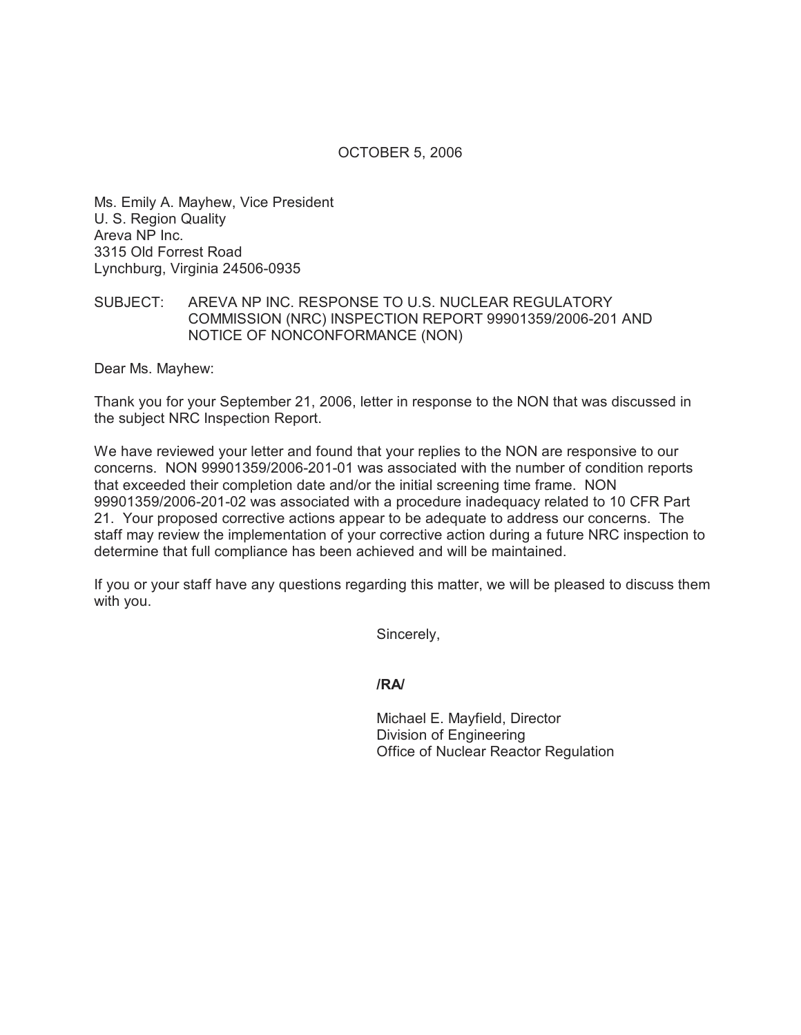OCTOBER 5, 2006

Ms. Emily A. Mayhew, Vice President
U. S. Region Quality
Areva NP Inc.
3315 Old Forrest Road
Lynchburg, Virginia 24506-0935

SUBJECT: AREVA NP INC. RESPONSE TO U.S. NUCLEAR REGULATORY COMMISSION (NRC) INSPECTION REPORT 99901359/2006-201 AND NOTICE OF NONCONFORMANCE (NON)

Dear Ms. Mayhew:

Thank you for your September 21, 2006, letter in response to the NON that was discussed in the subject NRC Inspection Report.

We have reviewed your letter and found that your replies to the NON are responsive to our concerns. NON 99901359/2006-201-01 was associated with the number of condition reports that exceeded their completion date and/or the initial screening time frame. NON 99901359/2006-201-02 was associated with a procedure inadequacy related to 10 CFR Part 21. Your proposed corrective actions appear to be adequate to address our concerns. The staff may review the implementation of your corrective action during a future NRC inspection to determine that full compliance has been achieved and will be maintained.

If you or your staff have any questions regarding this matter, we will be pleased to discuss them with you.

Sincerely,

**/RA/**

Michael E. Mayfield, Director
Division of Engineering
Office of Nuclear Reactor Regulation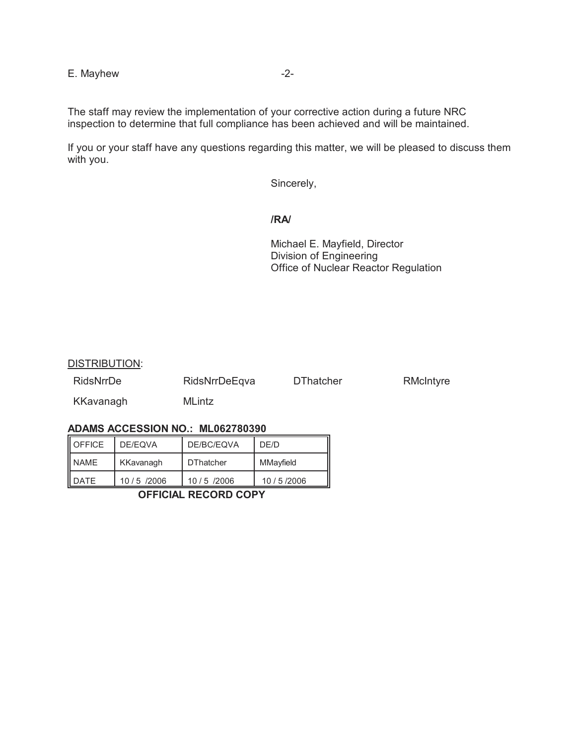The staff may review the implementation of your corrective action during a future NRC inspection to determine that full compliance has been achieved and will be maintained.

If you or your staff have any questions regarding this matter, we will be pleased to discuss them with you.

Sincerely,

**/RA/**

Michael E. Mayfield, Director
Division of Engineering
Office of Nuclear Reactor Regulation

DISTRIBUTION:

RidsNrrDe RidsNrrDeEqva DThatcher RMcIntyre
KKavanagh MLintz

**ADAMS ACCESSION NO.: ML062780390**

| OFFICE | DE/EQVA | DE/BC/EQVA | DE/D |
|---|---|---|---|
| NAME | KKavanagh | DThatcher | MMayfield |
| DATE | 10 / 5 /2006 | 10 / 5 /2006 | 10 / 5 /2006 |

**OFFICIAL RECORD COPY**